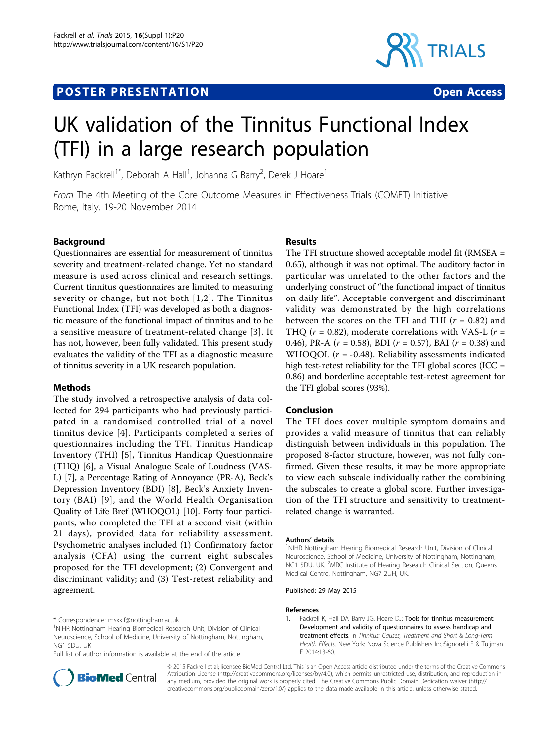POSTER PRESENTATION

Open Access

# UK validation of the Tinnitus Functional Index (TFI) in a large research population

Kathryn Fackrell[1*], Deborah A Hall[1], Johanna G Barry[2], Derek J Hoare[1]

*From* The 4th Meeting of the Core Outcome Measures in Effectiveness Trials (COMET) Initiative
Rome, Italy. 19-20 November 2014

## Background

Questionnaires are essential for measurement of tinnitus severity and treatment-related change. Yet no standard measure is used across clinical and research settings. Current tinnitus questionnaires are limited to measuring severity or change, but not both [1,2]. The Tinnitus Functional Index (TFI) was developed as both a diagnostic measure of the functional impact of tinnitus and to be a sensitive measure of treatment-related change [3]. It has not, however, been fully validated. This present study evaluates the validity of the TFI as a diagnostic measure of tinnitus severity in a UK research population.

## Methods

The study involved a retrospective analysis of data collected for 294 participants who had previously participated in a randomised controlled trial of a novel tinnitus device [4]. Participants completed a series of questionnaires including the TFI, Tinnitus Handicap Inventory (THI) [5], Tinnitus Handicap Questionnaire (THQ) [6], a Visual Analogue Scale of Loudness (VAS-L) [7], a Percentage Rating of Annoyance (PR-A), Beck's Depression Inventory (BDI) [8], Beck's Anxiety Inventory (BAI) [9], and the World Health Organisation Quality of Life Bref (WHOQOL) [10]. Forty four participants, who completed the TFI at a second visit (within 21 days), provided data for reliability assessment. Psychometric analyses included (1) Confirmatory factor analysis (CFA) using the current eight subscales proposed for the TFI development; (2) Convergent and discriminant validity; and (3) Test-retest reliability and agreement.

## Results

The TFI structure showed acceptable model fit (RMSEA = 0.65), although it was not optimal. The auditory factor in particular was unrelated to the other factors and the underlying construct of "the functional impact of tinnitus on daily life". Acceptable convergent and discriminant validity was demonstrated by the high correlations between the scores on the TFI and THI ($r$ = 0.82) and THQ ($r$ = 0.82), moderate correlations with VAS-L ($r$ = 0.46), PR-A ($r$ = 0.58), BDI ($r$ = 0.57), BAI ($r$ = 0.38) and WHOQOL ($r$ = -0.48). Reliability assessments indicated high test-retest reliability for the TFI global scores (ICC = 0.86) and borderline acceptable test-retest agreement for the TFI global scores (93%).

## Conclusion

The TFI does cover multiple symptom domains and provides a valid measure of tinnitus that can reliably distinguish between individuals in this population. The proposed 8-factor structure, however, was not fully confirmed. Given these results, it may be more appropriate to view each subscale individually rather the combining the subscales to create a global score. Further investigation of the TFI structure and sensitivity to treatment-related change is warranted.

### Authors' details

[1]NIHR Nottingham Hearing Biomedical Research Unit, Division of Clinical Neuroscience, School of Medicine, University of Nottingham, Nottingham, NG1 5DU, UK. [2]MRC Institute of Hearing Research Clinical Section, Queens Medical Centre, Nottingham, NG7 2UH, UK.

Published: 29 May 2015

### References

1. Fackrell K, Hall DA, Barry JG, Hoare DJ: **Tools for tinnitus measurement: Development and validity of questionnaires to assess handicap and treatment effects.** In *Tinnitus: Causes, Treatment and Short & Long-Term Health Effects.* New York: Nova Science Publishers Inc;Signorelli F & Turjman F 2014:13-60.

\* Correspondence: msxklf@nottingham.ac.uk
[1]NIHR Nottingham Hearing Biomedical Research Unit, Division of Clinical Neuroscience, School of Medicine, University of Nottingham, Nottingham, NG1 5DU, UK
Full list of author information is available at the end of the article

© 2015 Fackrell et al; licensee BioMed Central Ltd. This is an Open Access article distributed under the terms of the Creative Commons Attribution License (http://creativecommons.org/licenses/by/4.0), which permits unrestricted use, distribution, and reproduction in any medium, provided the original work is properly cited. The Creative Commons Public Domain Dedication waiver (http://creativecommons.org/publicdomain/zero/1.0/) applies to the data made available in this article, unless otherwise stated.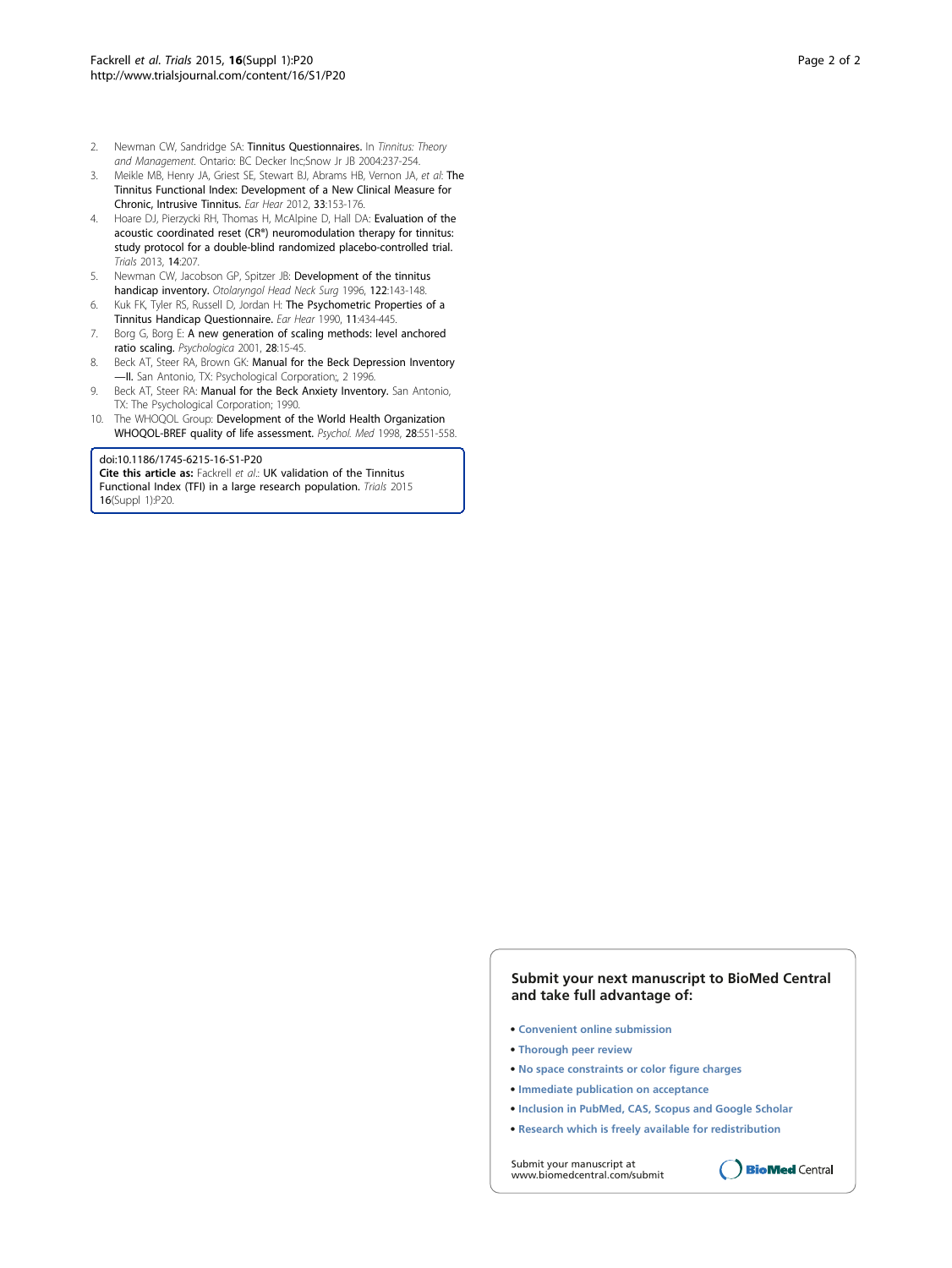2. Newman CW, Sandridge SA: **Tinnitus Questionnaires.** In *Tinnitus: Theory and Management.* Ontario: BC Decker Inc;Snow Jr JB 2004:237-254.
3. Meikle MB, Henry JA, Griest SE, Stewart BJ, Abrams HB, Vernon JA, *et al*: **The Tinnitus Functional Index: Development of a New Clinical Measure for Chronic, Intrusive Tinnitus.** *Ear Hear* 2012, **33**:153-176.
4. Hoare DJ, Pierzycki RH, Thomas H, McAlpine D, Hall DA: **Evaluation of the acoustic coordinated reset (CR®) neuromodulation therapy for tinnitus: study protocol for a double-blind randomized placebo-controlled trial.** *Trials* 2013, **14**:207.
5. Newman CW, Jacobson GP, Spitzer JB: **Development of the tinnitus handicap inventory.** *Otolaryngol Head Neck Surg* 1996, **122**:143-148.
6. Kuk FK, Tyler RS, Russell D, Jordan H: **The Psychometric Properties of a Tinnitus Handicap Questionnaire.** *Ear Hear* 1990, **11**:434-445.
7. Borg G, Borg E: **A new generation of scaling methods: level anchored ratio scaling.** *Psychologica* 2001, **28**:15-45.
8. Beck AT, Steer RA, Brown GK: **Manual for the Beck Depression Inventory —II.** San Antonio, TX: Psychological Corporation;, 2 1996.
9. Beck AT, Steer RA: **Manual for the Beck Anxiety Inventory.** San Antonio, TX: The Psychological Corporation; 1990.
10. The WHOQOL Group: **Development of the World Health Organization WHOQOL-BREF quality of life assessment.** *Psychol. Med* 1998, **28**:551-558.

doi:10.1186/1745-6215-16-S1-P20
**Cite this article as:** Fackrell *et al.*: UK validation of the Tinnitus Functional Index (TFI) in a large research population. *Trials* 2015 **16**(Suppl 1):P20.

**Submit your next manuscript to BioMed Central and take full advantage of:**

- **Convenient online submission**
- **Thorough peer review**
- **No space constraints or color figure charges**
- **Immediate publication on acceptance**
- **Inclusion in PubMed, CAS, Scopus and Google Scholar**
- **Research which is freely available for redistribution**

Submit your manuscript at
www.biomedcentral.com/submit

BioMed Central